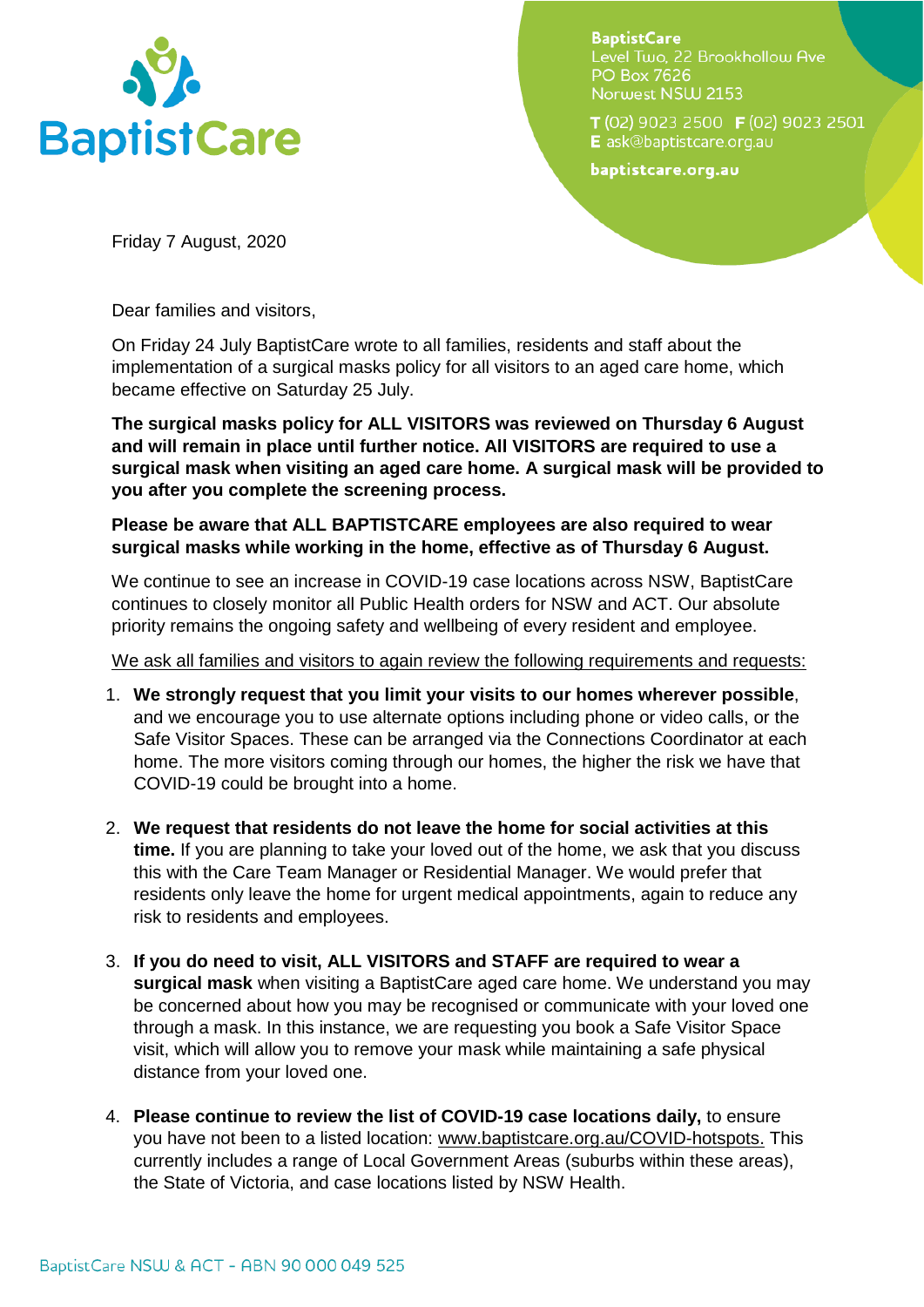BaptistCare
Level Two, 22 Brookhollow Ave
PO Box 7626
Norwest NSW 2153

T (02) 9023 2500 F (02) 9023 2501
E ask@baptistcare.org.au

baptistcare.org.au

Friday 7 August, 2020

Dear families and visitors,

On Friday 24 July BaptistCare wrote to all families, residents and staff about the implementation of a surgical masks policy for all visitors to an aged care home, which became effective on Saturday 25 July.

**The surgical masks policy for ALL VISITORS was reviewed on Thursday 6 August and will remain in place until further notice. All VISITORS are required to use a surgical mask when visiting an aged care home. A surgical mask will be provided to you after you complete the screening process.**

**Please be aware that ALL BAPTISTCARE employees are also required to wear surgical masks while working in the home, effective as of Thursday 6 August.**

We continue to see an increase in COVID-19 case locations across NSW, BaptistCare continues to closely monitor all Public Health orders for NSW and ACT. Our absolute priority remains the ongoing safety and wellbeing of every resident and employee.

We ask all families and visitors to again review the following requirements and requests:

1. **We strongly request that you limit your visits to our homes wherever possible**, and we encourage you to use alternate options including phone or video calls, or the Safe Visitor Spaces. These can be arranged via the Connections Coordinator at each home. The more visitors coming through our homes, the higher the risk we have that COVID-19 could be brought into a home.

2. **We request that residents do not leave the home for social activities at this time.** If you are planning to take your loved out of the home, we ask that you discuss this with the Care Team Manager or Residential Manager. We would prefer that residents only leave the home for urgent medical appointments, again to reduce any risk to residents and employees.

3. **If you do need to visit, ALL VISITORS and STAFF are required to wear a surgical mask** when visiting a BaptistCare aged care home. We understand you may be concerned about how you may be recognised or communicate with your loved one through a mask. In this instance, we are requesting you book a Safe Visitor Space visit, which will allow you to remove your mask while maintaining a safe physical distance from your loved one.

4. **Please continue to review the list of COVID-19 case locations daily,** to ensure you have not been to a listed location: www.baptistcare.org.au/COVID-hotspots. This currently includes a range of Local Government Areas (suburbs within these areas), the State of Victoria, and case locations listed by NSW Health.

BaptistCare NSW & ACT - ABN 90 000 049 525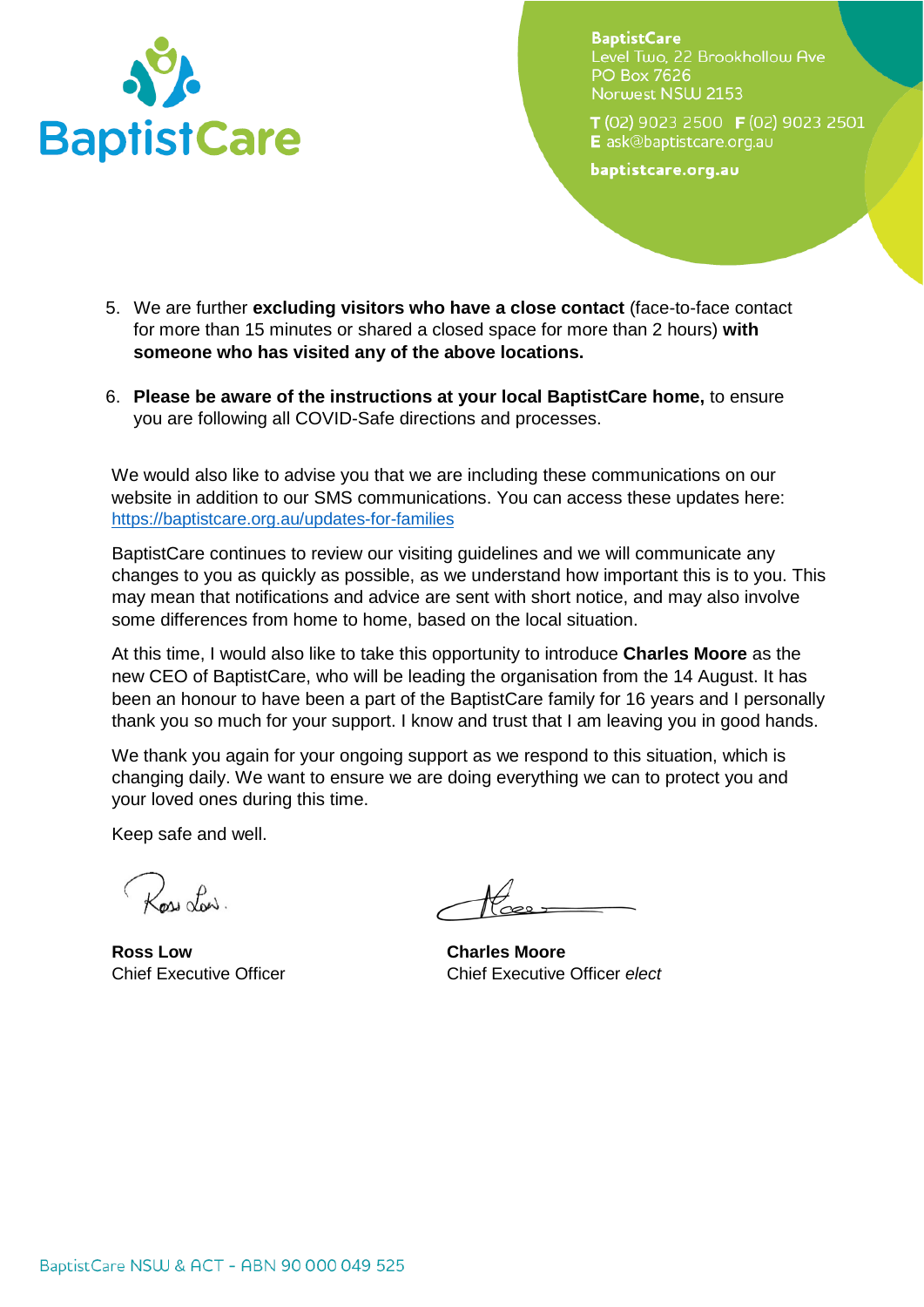BaptistCare
Level Two, 22 Brookhollow Ave
PO Box 7626
Norwest NSW 2153

**T** (02) 9023 2500 **F** (02) 9023 2501
**E** ask@baptistcare.org.au

**baptistcare.org.au**

5. We are further **excluding visitors who have a close contact** (face-to-face contact for more than 15 minutes or shared a closed space for more than 2 hours) **with someone who has visited any of the above locations.**

6. **Please be aware of the instructions at your local BaptistCare home,** to ensure you are following all COVID-Safe directions and processes.

We would also like to advise you that we are including these communications on our website in addition to our SMS communications. You can access these updates here: https://baptistcare.org.au/updates-for-families

BaptistCare continues to review our visiting guidelines and we will communicate any changes to you as quickly as possible, as we understand how important this is to you. This may mean that notifications and advice are sent with short notice, and may also involve some differences from home to home, based on the local situation.

At this time, I would also like to take this opportunity to introduce **Charles Moore** as the new CEO of BaptistCare, who will be leading the organisation from the 14 August. It has been an honour to have been a part of the BaptistCare family for 16 years and I personally thank you so much for your support. I know and trust that I am leaving you in good hands.

We thank you again for your ongoing support as we respond to this situation, which is changing daily. We want to ensure we are doing everything we can to protect you and your loved ones during this time.

Keep safe and well.

**Ross Low**
Chief Executive Officer

**Charles Moore**
Chief Executive Officer *elect*

BaptistCare NSW & ACT - ABN 90 000 049 525